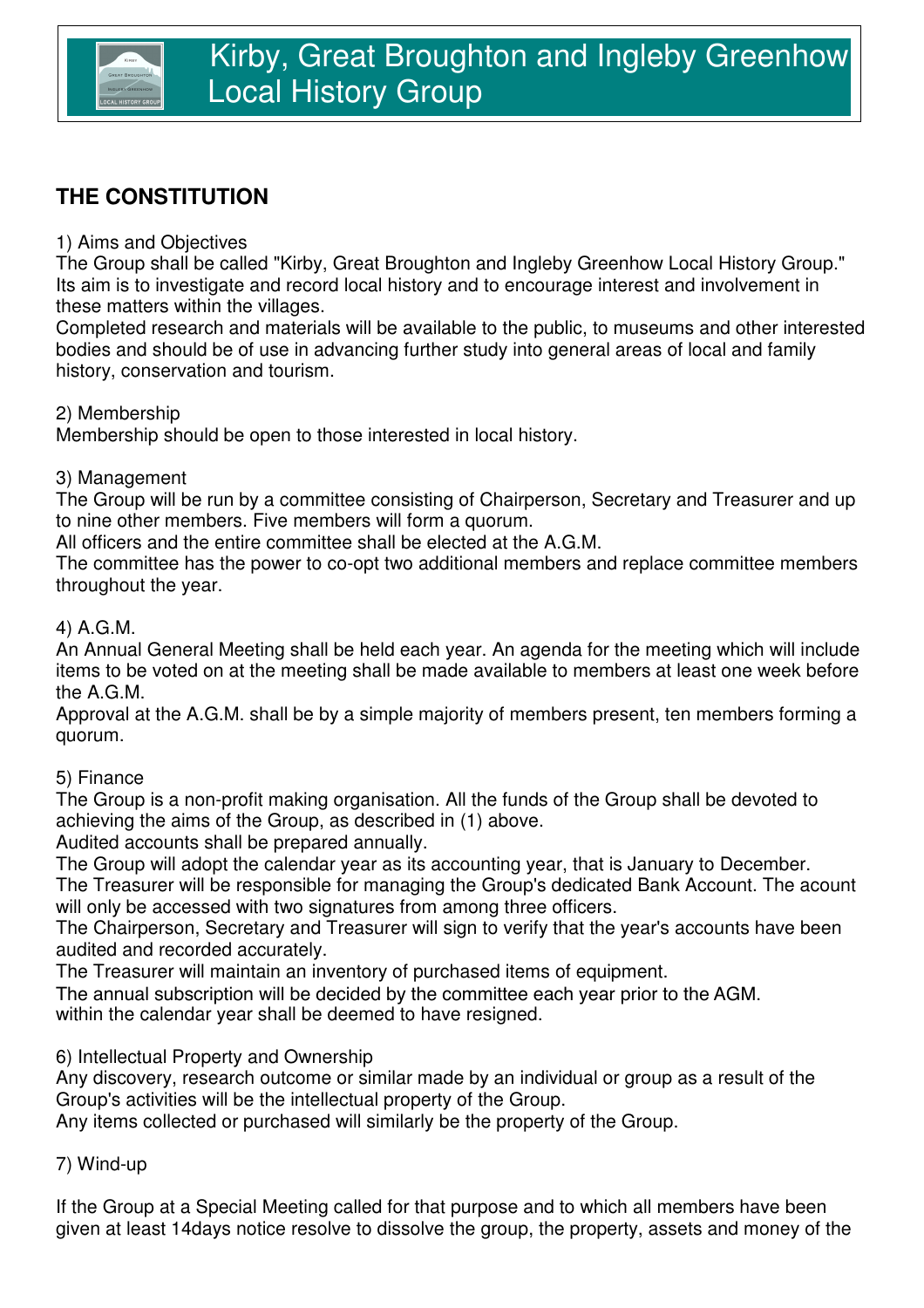# Kirby, Great Broughton and Ingleby Greenhow Local History Group

## THE CONSTITUTION

1) Aims and Objectives

The Group shall be called "Kirby, Great Broughton and Ingleby Greenhow Local History Group." Its aim is to investigate and record local history and to encourage interest and involvement in these matters within the villages.

Completed research and materials will be available to the public, to museums and other interested bodies and should be of use in advancing further study into general areas of local and family history, conservation and tourism.

2) Membership

Membership should be open to those interested in local history.

3) Management

The Group will be run by a committee consisting of Chairperson, Secretary and Treasurer and up to nine other members. Five members will form a quorum.

All officers and the entire committee shall be elected at the A.G.M.

The committee has the power to co-opt two additional members and replace committee members throughout the year.

4) A.G.M.

An Annual General Meeting shall be held each year. An agenda for the meeting which will include items to be voted on at the meeting shall be made available to members at least one week before the A.G.M.

Approval at the A.G.M. shall be by a simple majority of members present, ten members forming a quorum.

5) Finance

The Group is a non-profit making organisation. All the funds of the Group shall be devoted to achieving the aims of the Group, as described in (1) above.

Audited accounts shall be prepared annually.

The Group will adopt the calendar year as its accounting year, that is January to December.

The Treasurer will be responsible for managing the Group's dedicated Bank Account. The acount will only be accessed with two signatures from among three officers.

The Chairperson, Secretary and Treasurer will sign to verify that the year's accounts have been audited and recorded accurately.

The Treasurer will maintain an inventory of purchased items of equipment.

The annual subscription will be decided by the committee each year prior to the AGM.
within the calendar year shall be deemed to have resigned.

6) Intellectual Property and Ownership

Any discovery, research outcome or similar made by an individual or group as a result of the Group's activities will be the intellectual property of the Group.

Any items collected or purchased will similarly be the property of the Group.

7) Wind-up

If the Group at a Special Meeting called for that purpose and to which all members have been given at least 14days notice resolve to dissolve the group, the property, assets and money of the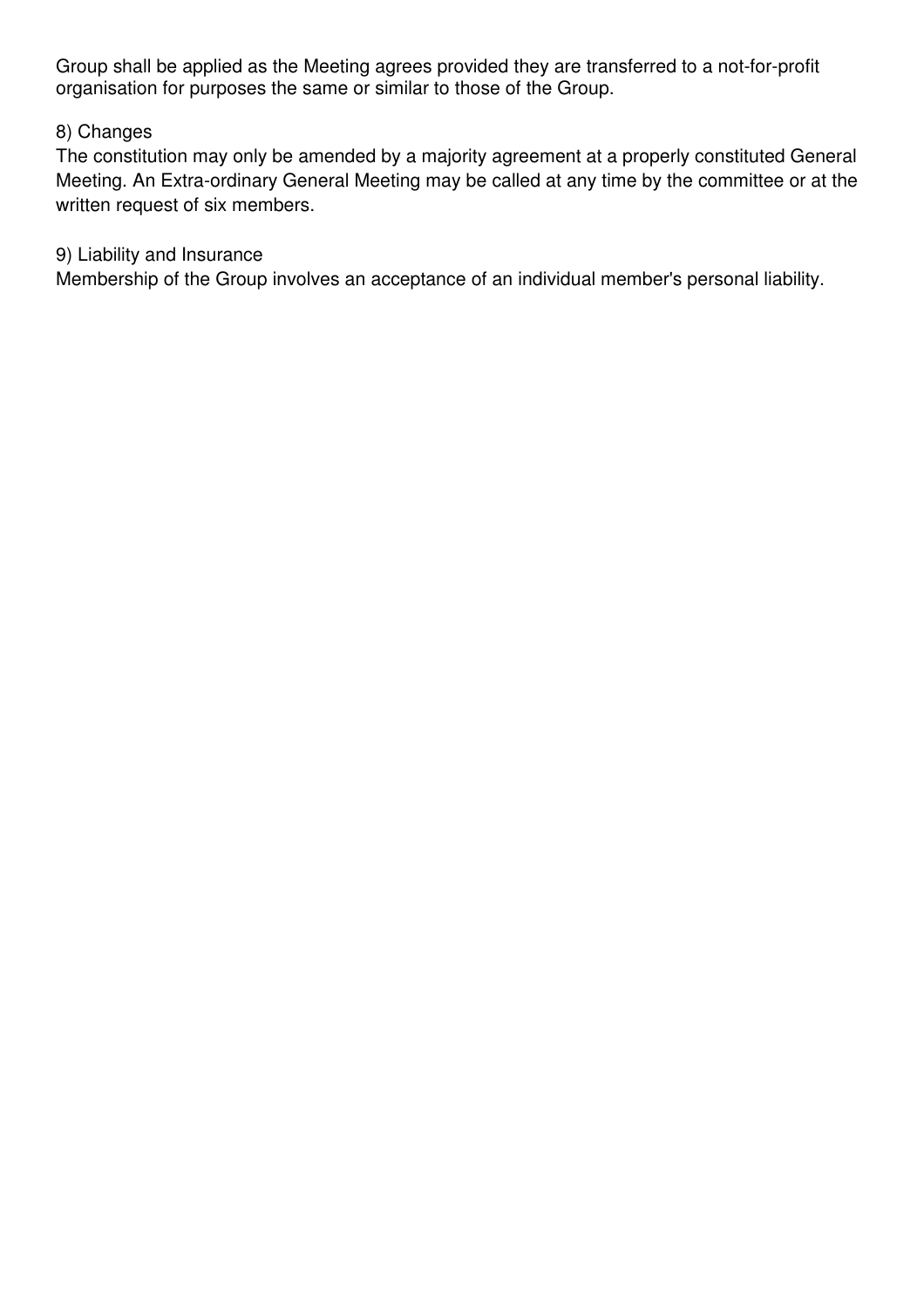Group shall be applied as the Meeting agrees provided they are transferred to a not-for-profit organisation for purposes the same or similar to those of the Group.

8) Changes

The constitution may only be amended by a majority agreement at a properly constituted General Meeting. An Extra-ordinary General Meeting may be called at any time by the committee or at the written request of six members.

9) Liability and Insurance

Membership of the Group involves an acceptance of an individual member's personal liability.